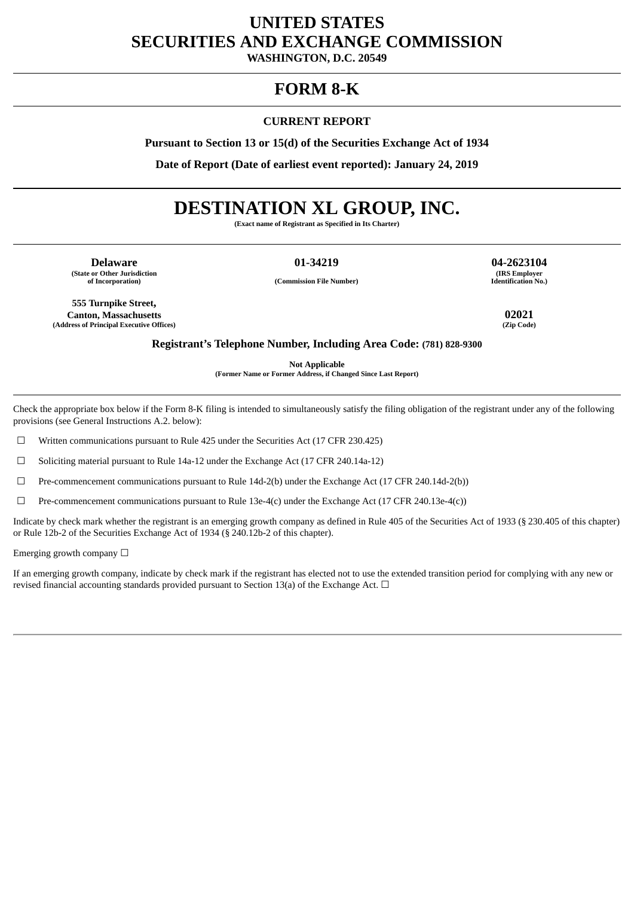# UNITED STATES
# SECURITIES AND EXCHANGE COMMISSION

**WASHINGTON, D.C. 20549**

---

# FORM 8-K

---

**CURRENT REPORT**

**Pursuant to Section 13 or 15(d) of the Securities Exchange Act of 1934**

**Date of Report (Date of earliest event reported): January 24, 2019**

---

# DESTINATION XL GROUP, INC.

**(Exact name of Registrant as Specified in Its Charter)**

---

| **Delaware** | **01-34219** | **04-2623104** |
|---|---|---|
| **(State or Other Jurisdiction of Incorporation)** | **(Commission File Number)** | **(IRS Employer Identification No.)** |

| **555 Turnpike Street, Canton, Massachusetts** | **02021** |
|---|---|
| **(Address of Principal Executive Offices)** | **(Zip Code)** |

**Registrant's Telephone Number, Including Area Code: (781) 828-9300**

**Not Applicable**
**(Former Name or Former Address, if Changed Since Last Report)**

---

Check the appropriate box below if the Form 8-K filing is intended to simultaneously satisfy the filing obligation of the registrant under any of the following provisions (see General Instructions A.2. below):

☐ Written communications pursuant to Rule 425 under the Securities Act (17 CFR 230.425)

☐ Soliciting material pursuant to Rule 14a-12 under the Exchange Act (17 CFR 240.14a-12)

☐ Pre-commencement communications pursuant to Rule 14d-2(b) under the Exchange Act (17 CFR 240.14d-2(b))

☐ Pre-commencement communications pursuant to Rule 13e-4(c) under the Exchange Act (17 CFR 240.13e-4(c))

Indicate by check mark whether the registrant is an emerging growth company as defined in Rule 405 of the Securities Act of 1933 (§ 230.405 of this chapter) or Rule 12b-2 of the Securities Exchange Act of 1934 (§ 240.12b-2 of this chapter).

Emerging growth company ☐

If an emerging growth company, indicate by check mark if the registrant has elected not to use the extended transition period for complying with any new or revised financial accounting standards provided pursuant to Section 13(a) of the Exchange Act. ☐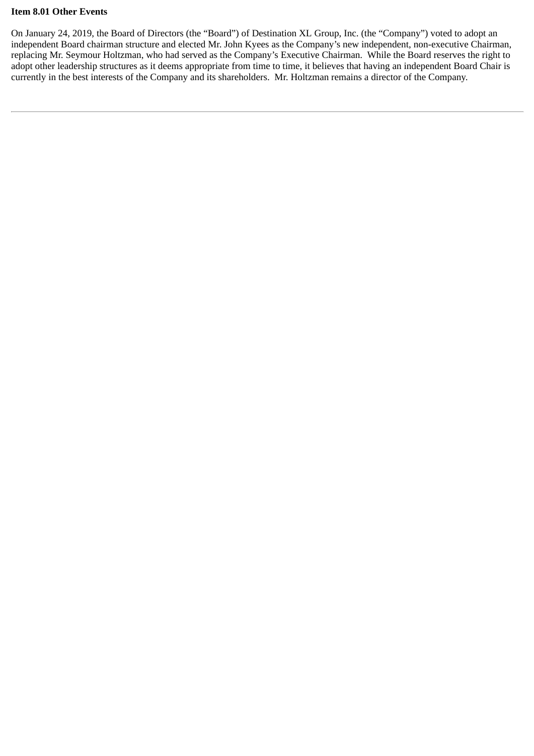**Item 8.01 Other Events**

On January 24, 2019, the Board of Directors (the "Board") of Destination XL Group, Inc. (the "Company") voted to adopt an independent Board chairman structure and elected Mr. John Kyees as the Company's new independent, non-executive Chairman, replacing Mr. Seymour Holtzman, who had served as the Company's Executive Chairman.  While the Board reserves the right to adopt other leadership structures as it deems appropriate from time to time, it believes that having an independent Board Chair is currently in the best interests of the Company and its shareholders.  Mr. Holtzman remains a director of the Company.

---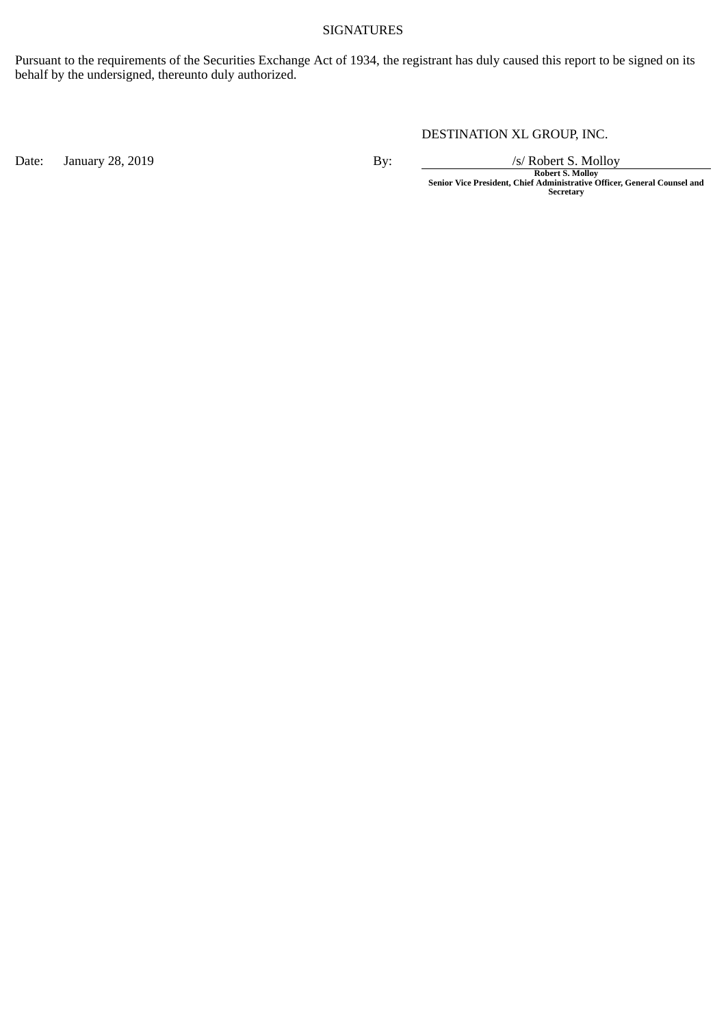SIGNATURES

Pursuant to the requirements of the Securities Exchange Act of 1934, the registrant has duly caused this report to be signed on its behalf by the undersigned, thereunto duly authorized.

DESTINATION XL GROUP, INC.

| | | | |
|---|---|---|---|
| Date: | January 28, 2019 | By: | /s/ Robert S. Molloy |
| | | | **Robert S. Molloy** |
| | | | **Senior Vice President, Chief Administrative Officer, General Counsel and Secretary** |